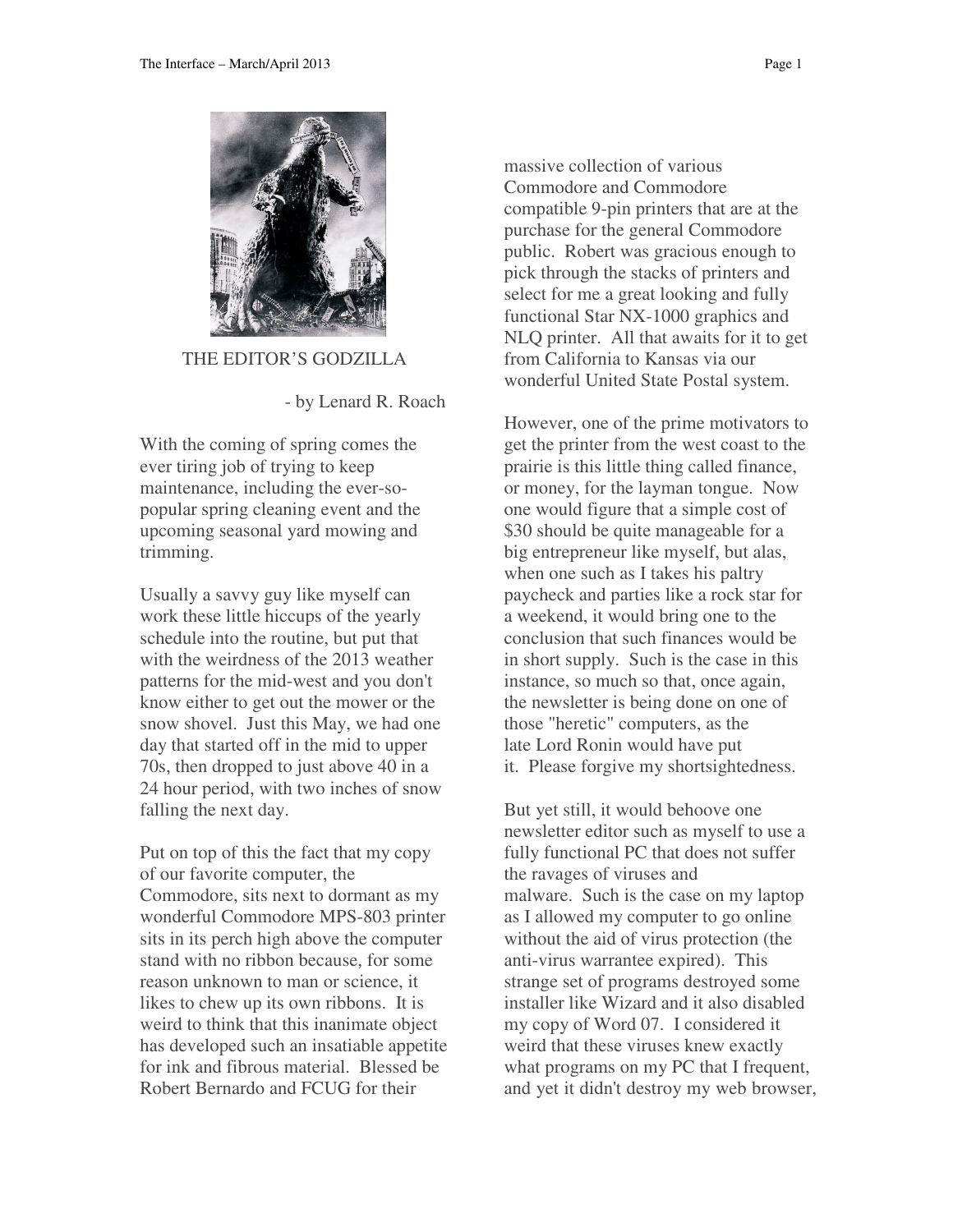# THE EDITOR'S GODZILLA

- by Lenard R. Roach

With the coming of spring comes the ever tiring job of trying to keep maintenance, including the ever-so-popular spring cleaning event and the upcoming seasonal yard mowing and trimming.

Usually a savvy guy like myself can work these little hiccups of the yearly schedule into the routine, but put that with the weirdness of the 2013 weather patterns for the mid-west and you don't know either to get out the mower or the snow shovel. Just this May, we had one day that started off in the mid to upper 70s, then dropped to just above 40 in a 24 hour period, with two inches of snow falling the next day.

Put on top of this the fact that my copy of our favorite computer, the Commodore, sits next to dormant as my wonderful Commodore MPS-803 printer sits in its perch high above the computer stand with no ribbon because, for some reason unknown to man or science, it likes to chew up its own ribbons. It is weird to think that this inanimate object has developed such an insatiable appetite for ink and fibrous material. Blessed be Robert Bernardo and FCUG for their massive collection of various Commodore and Commodore compatible 9-pin printers that are at the purchase for the general Commodore public. Robert was gracious enough to pick through the stacks of printers and select for me a great looking and fully functional Star NX-1000 graphics and NLQ printer. All that awaits for it to get from California to Kansas via our wonderful United State Postal system.

However, one of the prime motivators to get the printer from the west coast to the prairie is this little thing called finance, or money, for the layman tongue. Now one would figure that a simple cost of $30 should be quite manageable for a big entrepreneur like myself, but alas, when one such as I takes his paltry paycheck and parties like a rock star for a weekend, it would bring one to the conclusion that such finances would be in short supply. Such is the case in this instance, so much so that, once again, the newsletter is being done on one of those "heretic" computers, as the late Lord Ronin would have put it. Please forgive my shortsightedness.

But yet still, it would behoove one newsletter editor such as myself to use a fully functional PC that does not suffer the ravages of viruses and malware. Such is the case on my laptop as I allowed my computer to go online without the aid of virus protection (the anti-virus warrantee expired). This strange set of programs destroyed some installer like Wizard and it also disabled my copy of Word 07. I considered it weird that these viruses knew exactly what programs on my PC that I frequent, and yet it didn't destroy my web browser,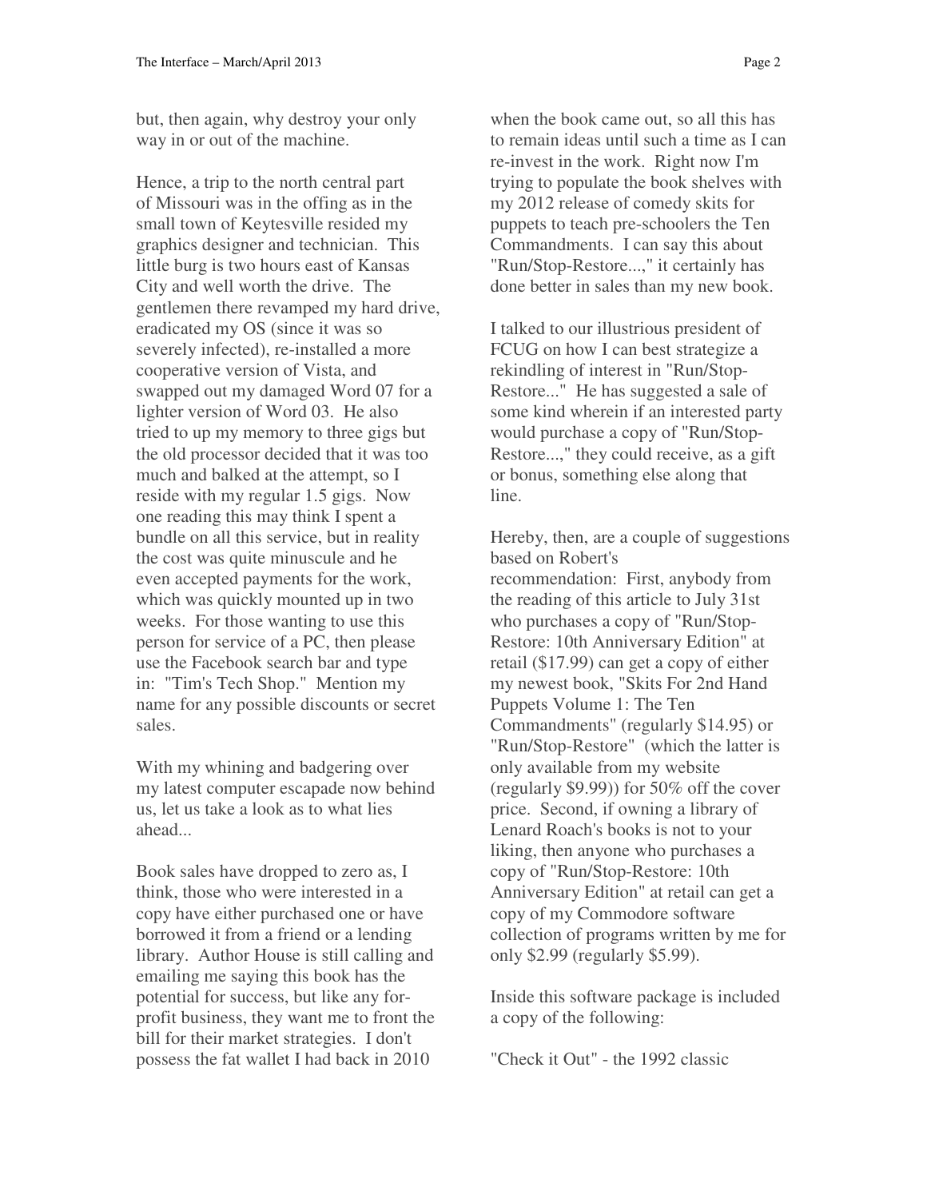but, then again, why destroy your only way in or out of the machine.

Hence, a trip to the north central part of Missouri was in the offing as in the small town of Keytesville resided my graphics designer and technician. This little burg is two hours east of Kansas City and well worth the drive. The gentlemen there revamped my hard drive, eradicated my OS (since it was so severely infected), re-installed a more cooperative version of Vista, and swapped out my damaged Word 07 for a lighter version of Word 03. He also tried to up my memory to three gigs but the old processor decided that it was too much and balked at the attempt, so I reside with my regular 1.5 gigs. Now one reading this may think I spent a bundle on all this service, but in reality the cost was quite minuscule and he even accepted payments for the work, which was quickly mounted up in two weeks. For those wanting to use this person for service of a PC, then please use the Facebook search bar and type in: "Tim's Tech Shop." Mention my name for any possible discounts or secret sales.

With my whining and badgering over my latest computer escapade now behind us, let us take a look as to what lies ahead...

Book sales have dropped to zero as, I think, those who were interested in a copy have either purchased one or have borrowed it from a friend or a lending library. Author House is still calling and emailing me saying this book has the potential for success, but like any for-profit business, they want me to front the bill for their market strategies. I don't possess the fat wallet I had back in 2010 when the book came out, so all this has to remain ideas until such a time as I can re-invest in the work. Right now I'm trying to populate the book shelves with my 2012 release of comedy skits for puppets to teach pre-schoolers the Ten Commandments. I can say this about "Run/Stop-Restore...," it certainly has done better in sales than my new book.

I talked to our illustrious president of FCUG on how I can best strategize a rekindling of interest in "Run/Stop-Restore..." He has suggested a sale of some kind wherein if an interested party would purchase a copy of "Run/Stop-Restore...," they could receive, as a gift or bonus, something else along that line.

Hereby, then, are a couple of suggestions based on Robert's recommendation: First, anybody from the reading of this article to July 31st who purchases a copy of "Run/Stop-Restore: 10th Anniversary Edition" at retail ($17.99) can get a copy of either my newest book, "Skits For 2nd Hand Puppets Volume 1: The Ten Commandments" (regularly $14.95) or "Run/Stop-Restore" (which the latter is only available from my website (regularly $9.99)) for 50% off the cover price. Second, if owning a library of Lenard Roach's books is not to your liking, then anyone who purchases a copy of "Run/Stop-Restore: 10th Anniversary Edition" at retail can get a copy of my Commodore software collection of programs written by me for only $2.99 (regularly $5.99).

Inside this software package is included a copy of the following:

"Check it Out" - the 1992 classic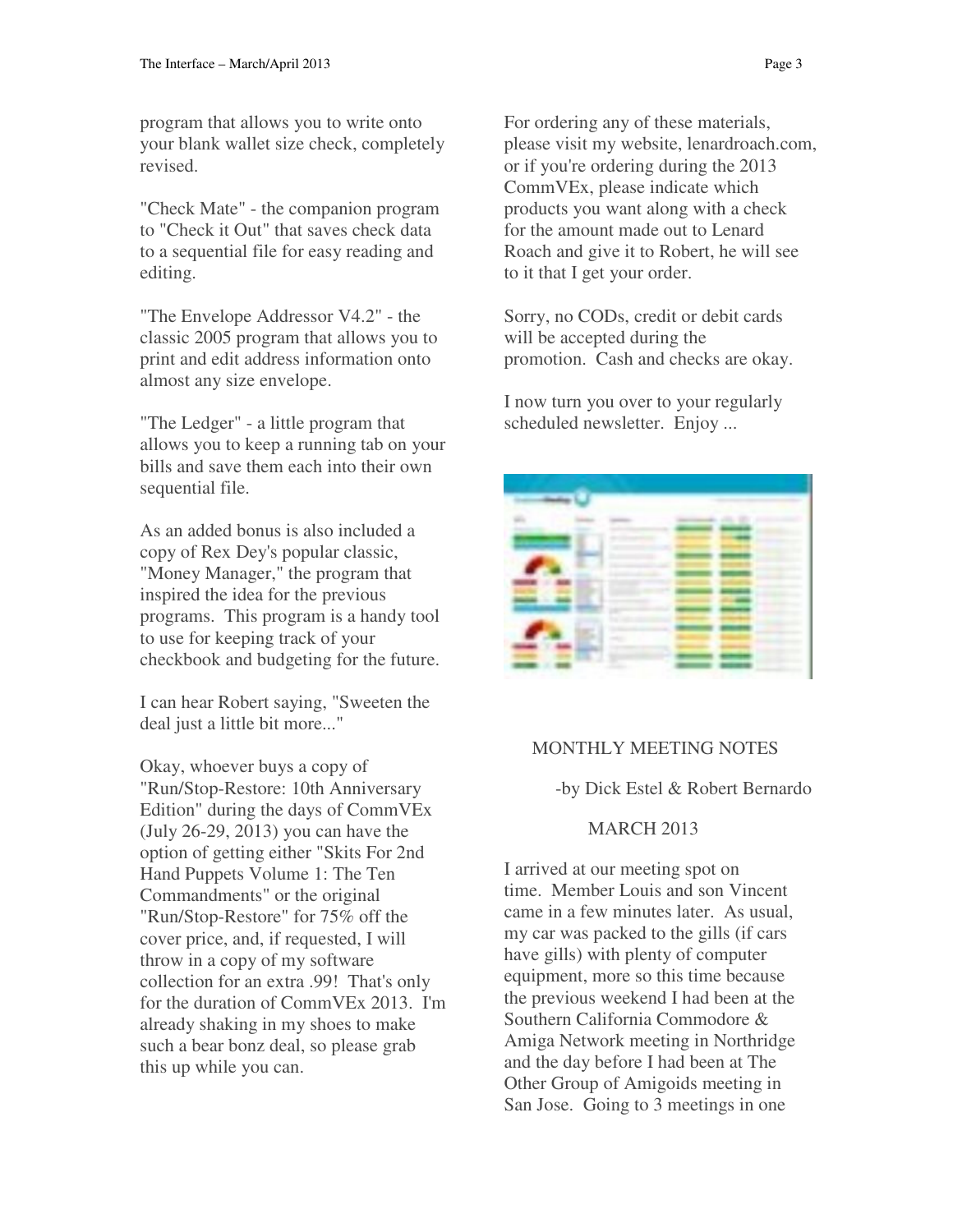program that allows you to write onto your blank wallet size check, completely revised.

"Check Mate" - the companion program to "Check it Out" that saves check data to a sequential file for easy reading and editing.

"The Envelope Addressor V4.2" - the classic 2005 program that allows you to print and edit address information onto almost any size envelope.

"The Ledger" - a little program that allows you to keep a running tab on your bills and save them each into their own sequential file.

As an added bonus is also included a copy of Rex Dey's popular classic, "Money Manager," the program that inspired the idea for the previous programs. This program is a handy tool to use for keeping track of your checkbook and budgeting for the future.

I can hear Robert saying, "Sweeten the deal just a little bit more..."

Okay, whoever buys a copy of "Run/Stop-Restore: 10th Anniversary Edition" during the days of CommVEx (July 26-29, 2013) you can have the option of getting either "Skits For 2nd Hand Puppets Volume 1: The Ten Commandments" or the original "Run/Stop-Restore" for 75% off the cover price, and, if requested, I will throw in a copy of my software collection for an extra .99! That's only for the duration of CommVEx 2013. I'm already shaking in my shoes to make such a bear bonz deal, so please grab this up while you can.

For ordering any of these materials, please visit my website, lenardroach.com, or if you're ordering during the 2013 CommVEx, please indicate which products you want along with a check for the amount made out to Lenard Roach and give it to Robert, he will see to it that I get your order.

Sorry, no CODs, credit or debit cards will be accepted during the promotion. Cash and checks are okay.

I now turn you over to your regularly scheduled newsletter. Enjoy ...

## MONTHLY MEETING NOTES

-by Dick Estel & Robert Bernardo

### MARCH 2013

I arrived at our meeting spot on time. Member Louis and son Vincent came in a few minutes later. As usual, my car was packed to the gills (if cars have gills) with plenty of computer equipment, more so this time because the previous weekend I had been at the Southern California Commodore & Amiga Network meeting in Northridge and the day before I had been at The Other Group of Amigoids meeting in San Jose. Going to 3 meetings in one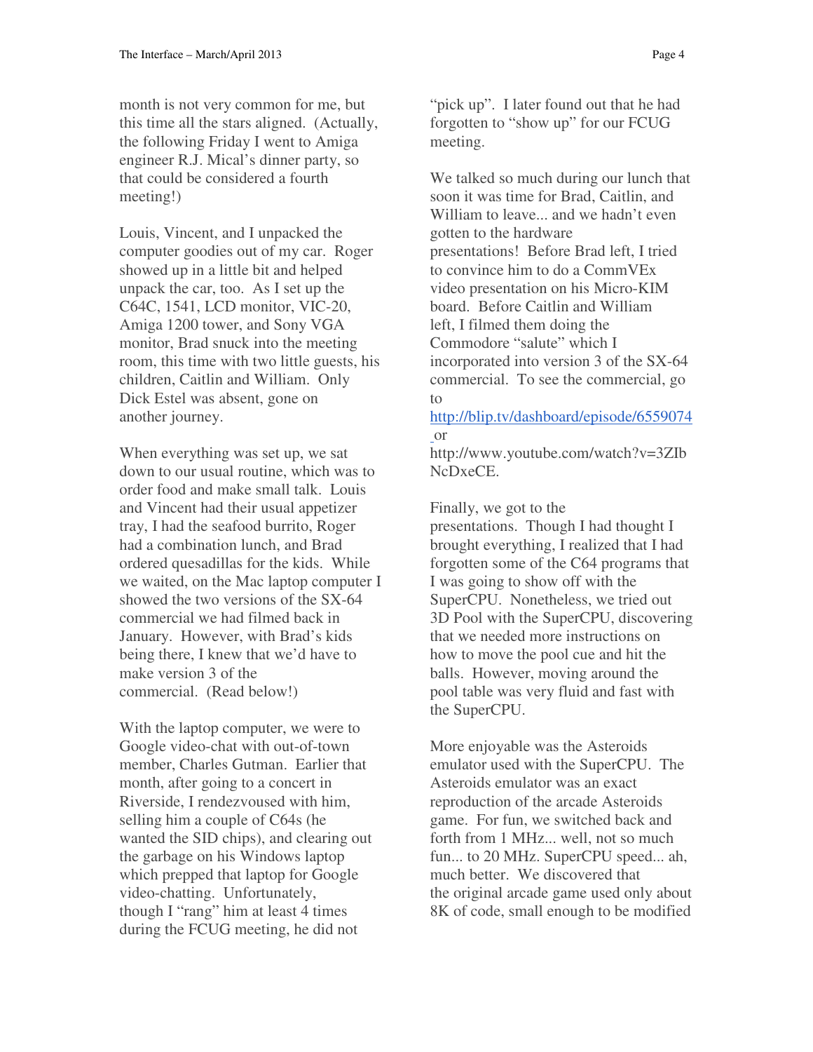month is not very common for me, but this time all the stars aligned. (Actually, the following Friday I went to Amiga engineer R.J. Mical's dinner party, so that could be considered a fourth meeting!)

Louis, Vincent, and I unpacked the computer goodies out of my car. Roger showed up in a little bit and helped unpack the car, too. As I set up the C64C, 1541, LCD monitor, VIC-20, Amiga 1200 tower, and Sony VGA monitor, Brad snuck into the meeting room, this time with two little guests, his children, Caitlin and William. Only Dick Estel was absent, gone on another journey.

When everything was set up, we sat down to our usual routine, which was to order food and make small talk. Louis and Vincent had their usual appetizer tray, I had the seafood burrito, Roger had a combination lunch, and Brad ordered quesadillas for the kids. While we waited, on the Mac laptop computer I showed the two versions of the SX-64 commercial we had filmed back in January. However, with Brad's kids being there, I knew that we'd have to make version 3 of the commercial. (Read below!)

With the laptop computer, we were to Google video-chat with out-of-town member, Charles Gutman. Earlier that month, after going to a concert in Riverside, I rendezvoused with him, selling him a couple of C64s (he wanted the SID chips), and clearing out the garbage on his Windows laptop which prepped that laptop for Google video-chatting. Unfortunately, though I "rang" him at least 4 times during the FCUG meeting, he did not "pick up". I later found out that he had forgotten to "show up" for our FCUG meeting.

We talked so much during our lunch that soon it was time for Brad, Caitlin, and William to leave... and we hadn't even gotten to the hardware presentations! Before Brad left, I tried to convince him to do a CommVEx video presentation on his Micro-KIM board. Before Caitlin and William left, I filmed them doing the Commodore "salute" which I incorporated into version 3 of the SX-64 commercial. To see the commercial, go to http://blip.tv/dashboard/episode/6559074 or http://www.youtube.com/watch?v=3ZIbNcDxeCE.

Finally, we got to the presentations. Though I had thought I brought everything, I realized that I had forgotten some of the C64 programs that I was going to show off with the SuperCPU. Nonetheless, we tried out 3D Pool with the SuperCPU, discovering that we needed more instructions on how to move the pool cue and hit the balls. However, moving around the pool table was very fluid and fast with the SuperCPU.

More enjoyable was the Asteroids emulator used with the SuperCPU. The Asteroids emulator was an exact reproduction of the arcade Asteroids game. For fun, we switched back and forth from 1 MHz... well, not so much fun... to 20 MHz. SuperCPU speed... ah, much better. We discovered that the original arcade game used only about 8K of code, small enough to be modified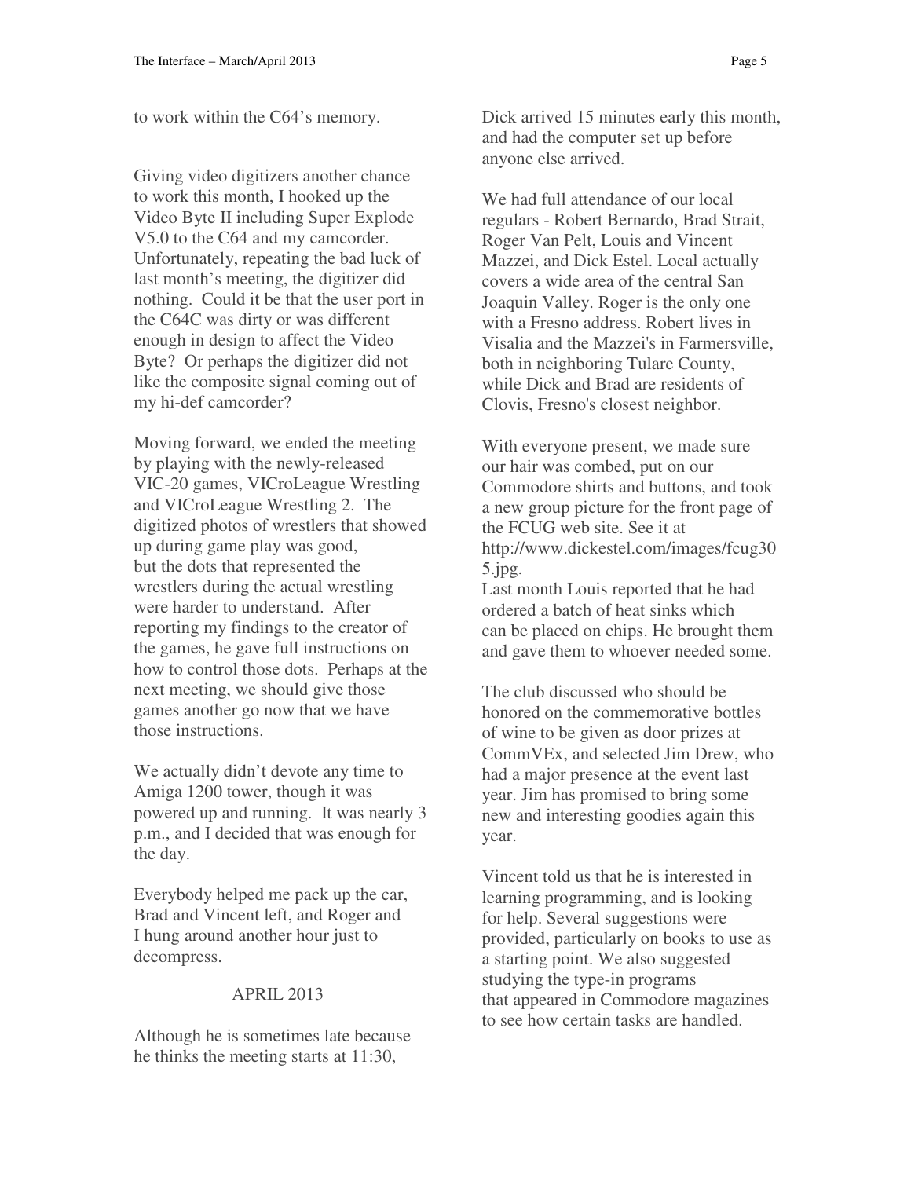to work within the C64's memory.

Giving video digitizers another chance to work this month, I hooked up the Video Byte II including Super Explode V5.0 to the C64 and my camcorder. Unfortunately, repeating the bad luck of last month's meeting, the digitizer did nothing. Could it be that the user port in the C64C was dirty or was different enough in design to affect the Video Byte? Or perhaps the digitizer did not like the composite signal coming out of my hi-def camcorder?

Moving forward, we ended the meeting by playing with the newly-released VIC-20 games, VICroLeague Wrestling and VICroLeague Wrestling 2. The digitized photos of wrestlers that showed up during game play was good, but the dots that represented the wrestlers during the actual wrestling were harder to understand. After reporting my findings to the creator of the games, he gave full instructions on how to control those dots. Perhaps at the next meeting, we should give those games another go now that we have those instructions.

We actually didn't devote any time to Amiga 1200 tower, though it was powered up and running. It was nearly 3 p.m., and I decided that was enough for the day.

Everybody helped me pack up the car, Brad and Vincent left, and Roger and I hung around another hour just to decompress.

## APRIL 2013

Although he is sometimes late because he thinks the meeting starts at 11:30, Dick arrived 15 minutes early this month, and had the computer set up before anyone else arrived.

We had full attendance of our local regulars - Robert Bernardo, Brad Strait, Roger Van Pelt, Louis and Vincent Mazzei, and Dick Estel. Local actually covers a wide area of the central San Joaquin Valley. Roger is the only one with a Fresno address. Robert lives in Visalia and the Mazzei's in Farmersville, both in neighboring Tulare County, while Dick and Brad are residents of Clovis, Fresno's closest neighbor.

With everyone present, we made sure our hair was combed, put on our Commodore shirts and buttons, and took a new group picture for the front page of the FCUG web site. See it at http://www.dickestel.com/images/fcug305.jpg.

Last month Louis reported that he had ordered a batch of heat sinks which can be placed on chips. He brought them and gave them to whoever needed some.

The club discussed who should be honored on the commemorative bottles of wine to be given as door prizes at CommVEx, and selected Jim Drew, who had a major presence at the event last year. Jim has promised to bring some new and interesting goodies again this year.

Vincent told us that he is interested in learning programming, and is looking for help. Several suggestions were provided, particularly on books to use as a starting point. We also suggested studying the type-in programs that appeared in Commodore magazines to see how certain tasks are handled.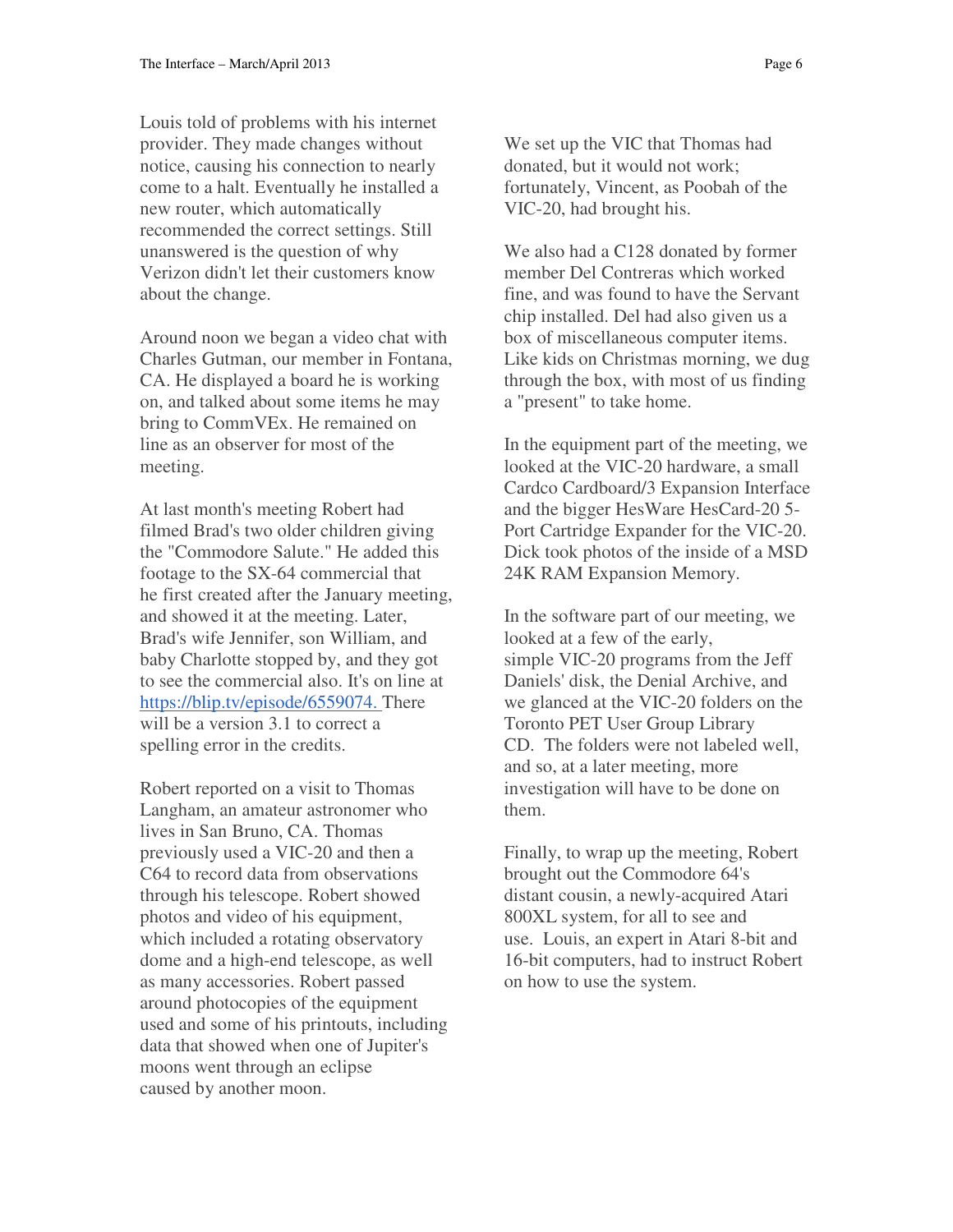Louis told of problems with his internet provider. They made changes without notice, causing his connection to nearly come to a halt. Eventually he installed a new router, which automatically recommended the correct settings. Still unanswered is the question of why Verizon didn't let their customers know about the change.

Around noon we began a video chat with Charles Gutman, our member in Fontana, CA. He displayed a board he is working on, and talked about some items he may bring to CommVEx. He remained on line as an observer for most of the meeting.

At last month's meeting Robert had filmed Brad's two older children giving the "Commodore Salute." He added this footage to the SX-64 commercial that he first created after the January meeting, and showed it at the meeting. Later, Brad's wife Jennifer, son William, and baby Charlotte stopped by, and they got to see the commercial also. It's on line at https://blip.tv/episode/6559074. There will be a version 3.1 to correct a spelling error in the credits.

Robert reported on a visit to Thomas Langham, an amateur astronomer who lives in San Bruno, CA. Thomas previously used a VIC-20 and then a C64 to record data from observations through his telescope. Robert showed photos and video of his equipment, which included a rotating observatory dome and a high-end telescope, as well as many accessories. Robert passed around photocopies of the equipment used and some of his printouts, including data that showed when one of Jupiter's moons went through an eclipse caused by another moon.

We set up the VIC that Thomas had donated, but it would not work; fortunately, Vincent, as Poobah of the VIC-20, had brought his.

We also had a C128 donated by former member Del Contreras which worked fine, and was found to have the Servant chip installed. Del had also given us a box of miscellaneous computer items. Like kids on Christmas morning, we dug through the box, with most of us finding a "present" to take home.

In the equipment part of the meeting, we looked at the VIC-20 hardware, a small Cardco Cardboard/3 Expansion Interface and the bigger HesWare HesCard-20 5-Port Cartridge Expander for the VIC-20. Dick took photos of the inside of a MSD 24K RAM Expansion Memory.

In the software part of our meeting, we looked at a few of the early, simple VIC-20 programs from the Jeff Daniels' disk, the Denial Archive, and we glanced at the VIC-20 folders on the Toronto PET User Group Library CD. The folders were not labeled well, and so, at a later meeting, more investigation will have to be done on them.

Finally, to wrap up the meeting, Robert brought out the Commodore 64's distant cousin, a newly-acquired Atari 800XL system, for all to see and use. Louis, an expert in Atari 8-bit and 16-bit computers, had to instruct Robert on how to use the system.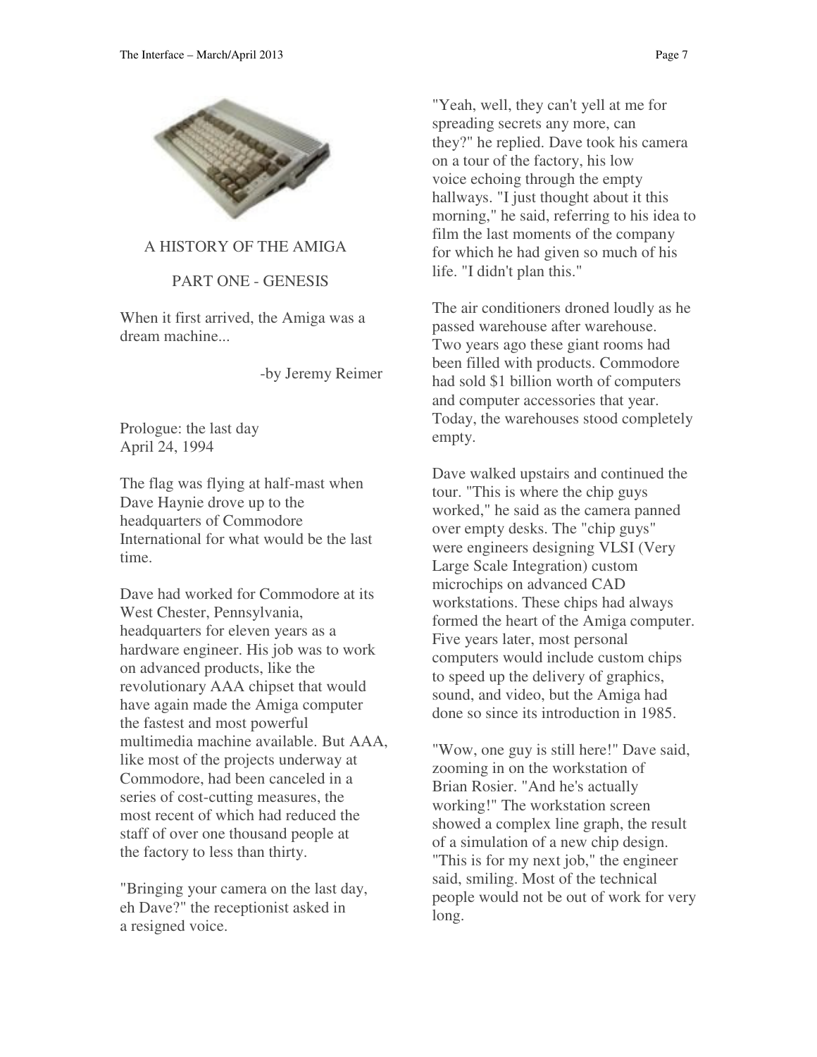# A HISTORY OF THE AMIGA

## PART ONE - GENESIS

When it first arrived, the Amiga was a dream machine...

-by Jeremy Reimer

Prologue: the last day
April 24, 1994

The flag was flying at half-mast when Dave Haynie drove up to the headquarters of Commodore International for what would be the last time.

Dave had worked for Commodore at its West Chester, Pennsylvania, headquarters for eleven years as a hardware engineer. His job was to work on advanced products, like the revolutionary AAA chipset that would have again made the Amiga computer the fastest and most powerful multimedia machine available. But AAA, like most of the projects underway at Commodore, had been canceled in a series of cost-cutting measures, the most recent of which had reduced the staff of over one thousand people at the factory to less than thirty.

"Bringing your camera on the last day, eh Dave?" the receptionist asked in a resigned voice.

"Yeah, well, they can't yell at me for spreading secrets any more, can they?" he replied. Dave took his camera on a tour of the factory, his low voice echoing through the empty hallways. "I just thought about it this morning," he said, referring to his idea to film the last moments of the company for which he had given so much of his life. "I didn't plan this."

The air conditioners droned loudly as he passed warehouse after warehouse. Two years ago these giant rooms had been filled with products. Commodore had sold $1 billion worth of computers and computer accessories that year. Today, the warehouses stood completely empty.

Dave walked upstairs and continued the tour. "This is where the chip guys worked," he said as the camera panned over empty desks. The "chip guys" were engineers designing VLSI (Very Large Scale Integration) custom microchips on advanced CAD workstations. These chips had always formed the heart of the Amiga computer. Five years later, most personal computers would include custom chips to speed up the delivery of graphics, sound, and video, but the Amiga had done so since its introduction in 1985.

"Wow, one guy is still here!" Dave said, zooming in on the workstation of Brian Rosier. "And he's actually working!" The workstation screen showed a complex line graph, the result of a simulation of a new chip design. "This is for my next job," the engineer said, smiling. Most of the technical people would not be out of work for very long.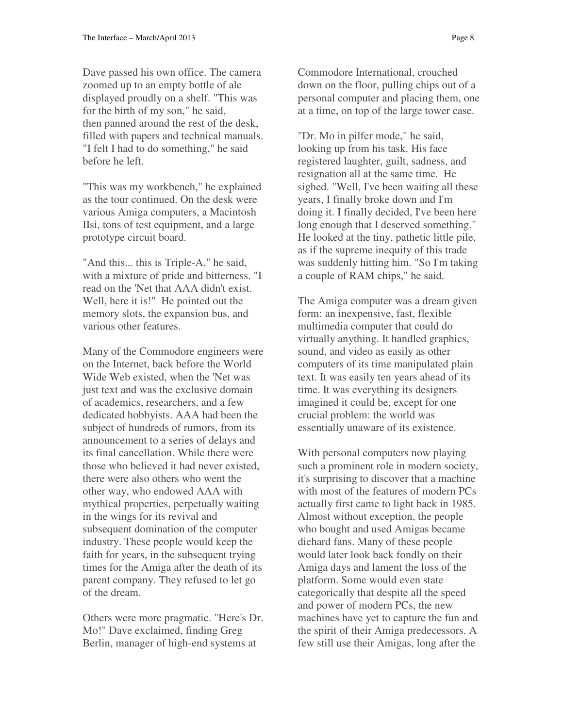Dave passed his own office. The camera zoomed up to an empty bottle of ale displayed proudly on a shelf. "This was for the birth of my son," he said, then panned around the rest of the desk, filled with papers and technical manuals. "I felt I had to do something," he said before he left.

"This was my workbench," he explained as the tour continued. On the desk were various Amiga computers, a Macintosh IIsi, tons of test equipment, and a large prototype circuit board.

"And this... this is Triple-A," he said, with a mixture of pride and bitterness. "I read on the 'Net that AAA didn't exist. Well, here it is!" He pointed out the memory slots, the expansion bus, and various other features.

Many of the Commodore engineers were on the Internet, back before the World Wide Web existed, when the 'Net was just text and was the exclusive domain of academics, researchers, and a few dedicated hobbyists. AAA had been the subject of hundreds of rumors, from its announcement to a series of delays and its final cancellation. While there were those who believed it had never existed, there were also others who went the other way, who endowed AAA with mythical properties, perpetually waiting in the wings for its revival and subsequent domination of the computer industry. These people would keep the faith for years, in the subsequent trying times for the Amiga after the death of its parent company. They refused to let go of the dream.

Others were more pragmatic. "Here's Dr. Mo!" Dave exclaimed, finding Greg Berlin, manager of high-end systems at Commodore International, crouched down on the floor, pulling chips out of a personal computer and placing them, one at a time, on top of the large tower case.

"Dr. Mo in pilfer mode," he said, looking up from his task. His face registered laughter, guilt, sadness, and resignation all at the same time. He sighed. "Well, I've been waiting all these years, I finally broke down and I'm doing it. I finally decided, I've been here long enough that I deserved something." He looked at the tiny, pathetic little pile, as if the supreme inequity of this trade was suddenly hitting him. "So I'm taking a couple of RAM chips," he said.

The Amiga computer was a dream given form: an inexpensive, fast, flexible multimedia computer that could do virtually anything. It handled graphics, sound, and video as easily as other computers of its time manipulated plain text. It was easily ten years ahead of its time. It was everything its designers imagined it could be, except for one crucial problem: the world was essentially unaware of its existence.

With personal computers now playing such a prominent role in modern society, it's surprising to discover that a machine with most of the features of modern PCs actually first came to light back in 1985. Almost without exception, the people who bought and used Amigas became diehard fans. Many of these people would later look back fondly on their Amiga days and lament the loss of the platform. Some would even state categorically that despite all the speed and power of modern PCs, the new machines have yet to capture the fun and the spirit of their Amiga predecessors. A few still use their Amigas, long after the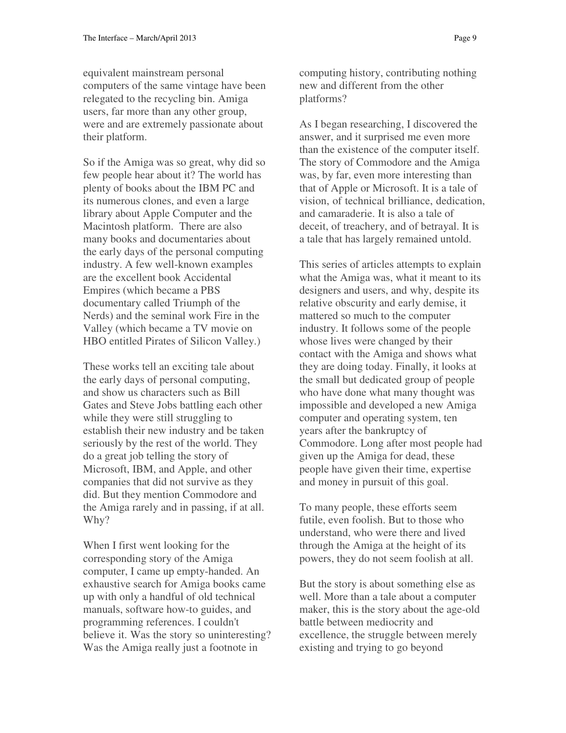equivalent mainstream personal computers of the same vintage have been relegated to the recycling bin. Amiga users, far more than any other group, were and are extremely passionate about their platform.

So if the Amiga was so great, why did so few people hear about it? The world has plenty of books about the IBM PC and its numerous clones, and even a large library about Apple Computer and the Macintosh platform. There are also many books and documentaries about the early days of the personal computing industry. A few well-known examples are the excellent book Accidental Empires (which became a PBS documentary called Triumph of the Nerds) and the seminal work Fire in the Valley (which became a TV movie on HBO entitled Pirates of Silicon Valley.)

These works tell an exciting tale about the early days of personal computing, and show us characters such as Bill Gates and Steve Jobs battling each other while they were still struggling to establish their new industry and be taken seriously by the rest of the world. They do a great job telling the story of Microsoft, IBM, and Apple, and other companies that did not survive as they did. But they mention Commodore and the Amiga rarely and in passing, if at all. Why?

When I first went looking for the corresponding story of the Amiga computer, I came up empty-handed. An exhaustive search for Amiga books came up with only a handful of old technical manuals, software how-to guides, and programming references. I couldn't believe it. Was the story so uninteresting? Was the Amiga really just a footnote in computing history, contributing nothing new and different from the other platforms?

As I began researching, I discovered the answer, and it surprised me even more than the existence of the computer itself. The story of Commodore and the Amiga was, by far, even more interesting than that of Apple or Microsoft. It is a tale of vision, of technical brilliance, dedication, and camaraderie. It is also a tale of deceit, of treachery, and of betrayal. It is a tale that has largely remained untold.

This series of articles attempts to explain what the Amiga was, what it meant to its designers and users, and why, despite its relative obscurity and early demise, it mattered so much to the computer industry. It follows some of the people whose lives were changed by their contact with the Amiga and shows what they are doing today. Finally, it looks at the small but dedicated group of people who have done what many thought was impossible and developed a new Amiga computer and operating system, ten years after the bankruptcy of Commodore. Long after most people had given up the Amiga for dead, these people have given their time, expertise and money in pursuit of this goal.

To many people, these efforts seem futile, even foolish. But to those who understand, who were there and lived through the Amiga at the height of its powers, they do not seem foolish at all.

But the story is about something else as well. More than a tale about a computer maker, this is the story about the age-old battle between mediocrity and excellence, the struggle between merely existing and trying to go beyond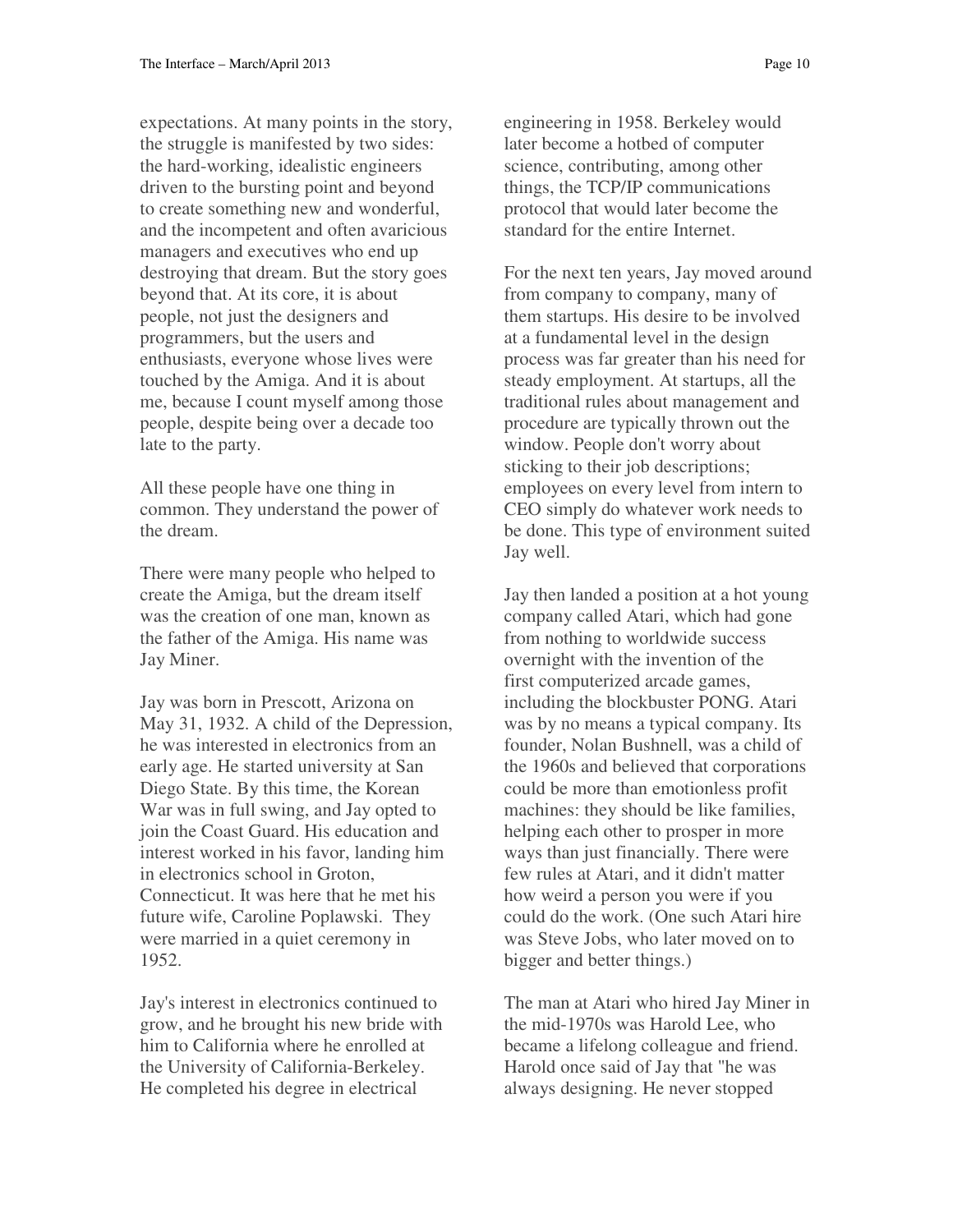expectations. At many points in the story, the struggle is manifested by two sides: the hard-working, idealistic engineers driven to the bursting point and beyond to create something new and wonderful, and the incompetent and often avaricious managers and executives who end up destroying that dream. But the story goes beyond that. At its core, it is about people, not just the designers and programmers, but the users and enthusiasts, everyone whose lives were touched by the Amiga. And it is about me, because I count myself among those people, despite being over a decade too late to the party.

All these people have one thing in common. They understand the power of the dream.

There were many people who helped to create the Amiga, but the dream itself was the creation of one man, known as the father of the Amiga. His name was Jay Miner.

Jay was born in Prescott, Arizona on May 31, 1932. A child of the Depression, he was interested in electronics from an early age. He started university at San Diego State. By this time, the Korean War was in full swing, and Jay opted to join the Coast Guard. His education and interest worked in his favor, landing him in electronics school in Groton, Connecticut. It was here that he met his future wife, Caroline Poplawski. They were married in a quiet ceremony in 1952.

Jay's interest in electronics continued to grow, and he brought his new bride with him to California where he enrolled at the University of California-Berkeley. He completed his degree in electrical engineering in 1958. Berkeley would later become a hotbed of computer science, contributing, among other things, the TCP/IP communications protocol that would later become the standard for the entire Internet.

For the next ten years, Jay moved around from company to company, many of them startups. His desire to be involved at a fundamental level in the design process was far greater than his need for steady employment. At startups, all the traditional rules about management and procedure are typically thrown out the window. People don't worry about sticking to their job descriptions; employees on every level from intern to CEO simply do whatever work needs to be done. This type of environment suited Jay well.

Jay then landed a position at a hot young company called Atari, which had gone from nothing to worldwide success overnight with the invention of the first computerized arcade games, including the blockbuster PONG. Atari was by no means a typical company. Its founder, Nolan Bushnell, was a child of the 1960s and believed that corporations could be more than emotionless profit machines: they should be like families, helping each other to prosper in more ways than just financially. There were few rules at Atari, and it didn't matter how weird a person you were if you could do the work. (One such Atari hire was Steve Jobs, who later moved on to bigger and better things.)

The man at Atari who hired Jay Miner in the mid-1970s was Harold Lee, who became a lifelong colleague and friend. Harold once said of Jay that "he was always designing. He never stopped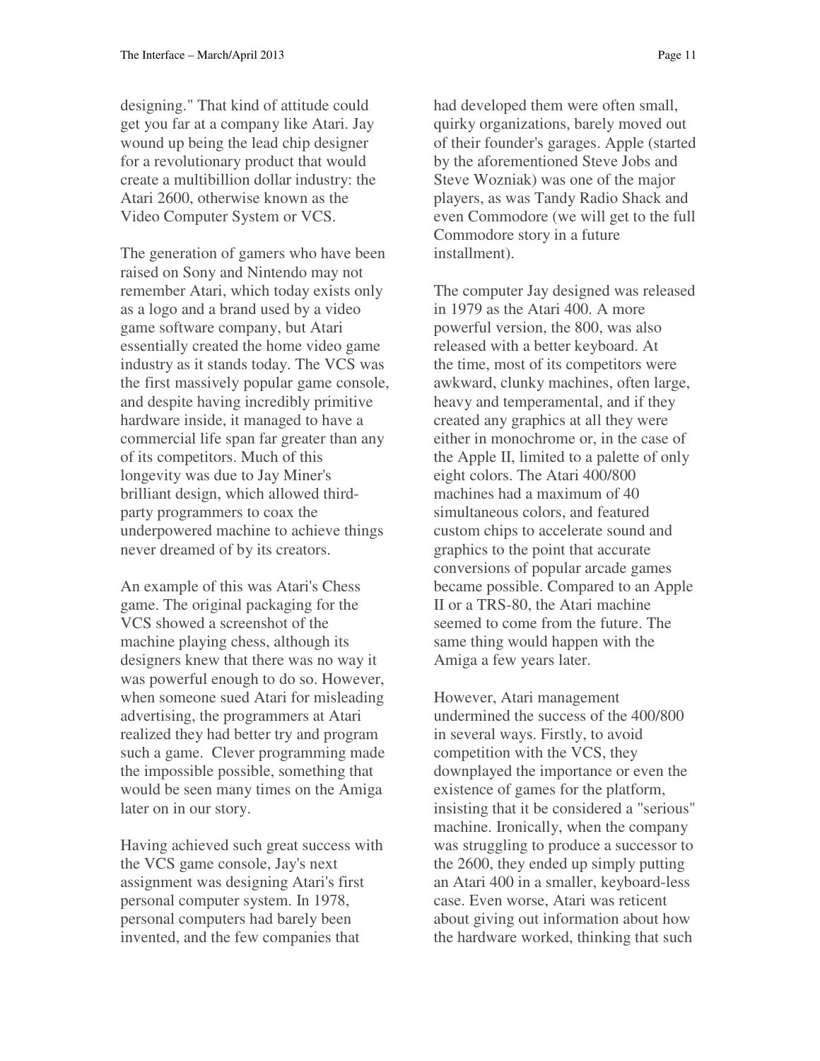designing." That kind of attitude could get you far at a company like Atari. Jay wound up being the lead chip designer for a revolutionary product that would create a multibillion dollar industry: the Atari 2600, otherwise known as the Video Computer System or VCS.

The generation of gamers who have been raised on Sony and Nintendo may not remember Atari, which today exists only as a logo and a brand used by a video game software company, but Atari essentially created the home video game industry as it stands today. The VCS was the first massively popular game console, and despite having incredibly primitive hardware inside, it managed to have a commercial life span far greater than any of its competitors. Much of this longevity was due to Jay Miner's brilliant design, which allowed third-party programmers to coax the underpowered machine to achieve things never dreamed of by its creators.

An example of this was Atari's Chess game. The original packaging for the VCS showed a screenshot of the machine playing chess, although its designers knew that there was no way it was powerful enough to do so. However, when someone sued Atari for misleading advertising, the programmers at Atari realized they had better try and program such a game. Clever programming made the impossible possible, something that would be seen many times on the Amiga later on in our story.

Having achieved such great success with the VCS game console, Jay's next assignment was designing Atari's first personal computer system. In 1978, personal computers had barely been invented, and the few companies that had developed them were often small, quirky organizations, barely moved out of their founder's garages. Apple (started by the aforementioned Steve Jobs and Steve Wozniak) was one of the major players, as was Tandy Radio Shack and even Commodore (we will get to the full Commodore story in a future installment).

The computer Jay designed was released in 1979 as the Atari 400. A more powerful version, the 800, was also released with a better keyboard. At the time, most of its competitors were awkward, clunky machines, often large, heavy and temperamental, and if they created any graphics at all they were either in monochrome or, in the case of the Apple II, limited to a palette of only eight colors. The Atari 400/800 machines had a maximum of 40 simultaneous colors, and featured custom chips to accelerate sound and graphics to the point that accurate conversions of popular arcade games became possible. Compared to an Apple II or a TRS-80, the Atari machine seemed to come from the future. The same thing would happen with the Amiga a few years later.

However, Atari management undermined the success of the 400/800 in several ways. Firstly, to avoid competition with the VCS, they downplayed the importance or even the existence of games for the platform, insisting that it be considered a "serious" machine. Ironically, when the company was struggling to produce a successor to the 2600, they ended up simply putting an Atari 400 in a smaller, keyboard-less case. Even worse, Atari was reticent about giving out information about how the hardware worked, thinking that such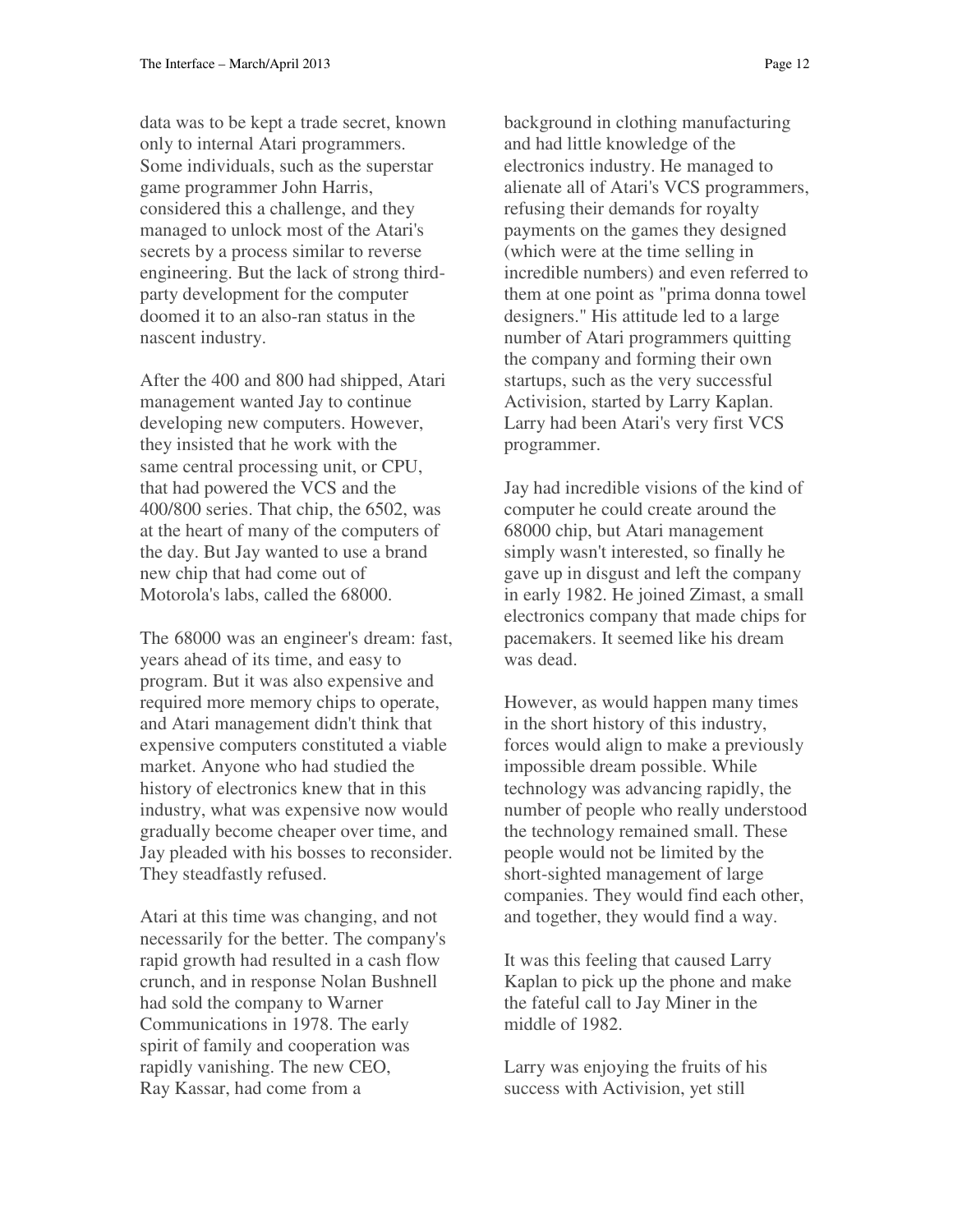data was to be kept a trade secret, known only to internal Atari programmers. Some individuals, such as the superstar game programmer John Harris, considered this a challenge, and they managed to unlock most of the Atari's secrets by a process similar to reverse engineering. But the lack of strong third-party development for the computer doomed it to an also-ran status in the nascent industry.

After the 400 and 800 had shipped, Atari management wanted Jay to continue developing new computers. However, they insisted that he work with the same central processing unit, or CPU, that had powered the VCS and the 400/800 series. That chip, the 6502, was at the heart of many of the computers of the day. But Jay wanted to use a brand new chip that had come out of Motorola's labs, called the 68000.

The 68000 was an engineer's dream: fast, years ahead of its time, and easy to program. But it was also expensive and required more memory chips to operate, and Atari management didn't think that expensive computers constituted a viable market. Anyone who had studied the history of electronics knew that in this industry, what was expensive now would gradually become cheaper over time, and Jay pleaded with his bosses to reconsider. They steadfastly refused.

Atari at this time was changing, and not necessarily for the better. The company's rapid growth had resulted in a cash flow crunch, and in response Nolan Bushnell had sold the company to Warner Communications in 1978. The early spirit of family and cooperation was rapidly vanishing. The new CEO, Ray Kassar, had come from a background in clothing manufacturing and had little knowledge of the electronics industry. He managed to alienate all of Atari's VCS programmers, refusing their demands for royalty payments on the games they designed (which were at the time selling in incredible numbers) and even referred to them at one point as "prima donna towel designers." His attitude led to a large number of Atari programmers quitting the company and forming their own startups, such as the very successful Activision, started by Larry Kaplan. Larry had been Atari's very first VCS programmer.

Jay had incredible visions of the kind of computer he could create around the 68000 chip, but Atari management simply wasn't interested, so finally he gave up in disgust and left the company in early 1982. He joined Zimast, a small electronics company that made chips for pacemakers. It seemed like his dream was dead.

However, as would happen many times in the short history of this industry, forces would align to make a previously impossible dream possible. While technology was advancing rapidly, the number of people who really understood the technology remained small. These people would not be limited by the short-sighted management of large companies. They would find each other, and together, they would find a way.

It was this feeling that caused Larry Kaplan to pick up the phone and make the fateful call to Jay Miner in the middle of 1982.

Larry was enjoying the fruits of his success with Activision, yet still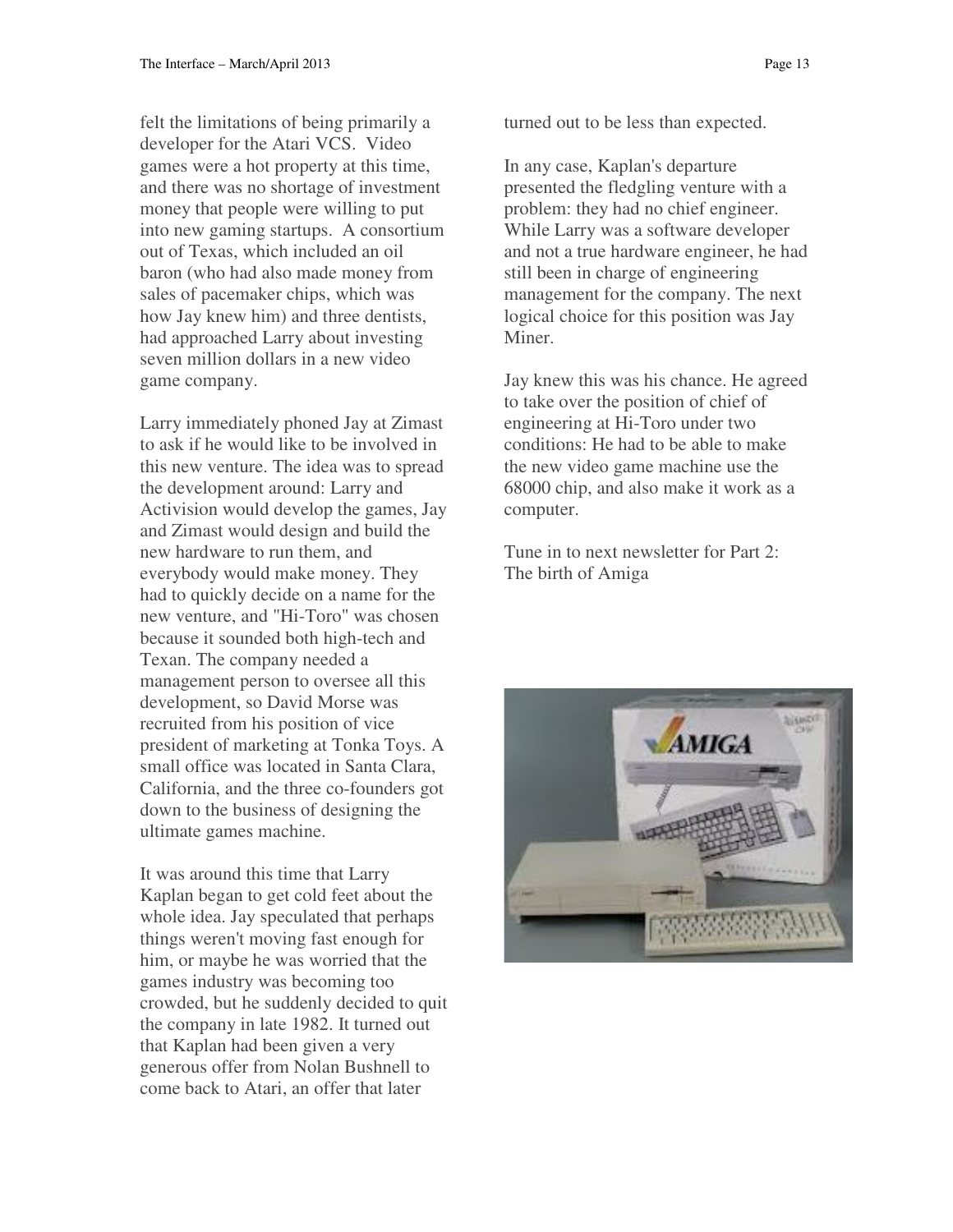felt the limitations of being primarily a developer for the Atari VCS. Video games were a hot property at this time, and there was no shortage of investment money that people were willing to put into new gaming startups. A consortium out of Texas, which included an oil baron (who had also made money from sales of pacemaker chips, which was how Jay knew him) and three dentists, had approached Larry about investing seven million dollars in a new video game company.

Larry immediately phoned Jay at Zimast to ask if he would like to be involved in this new venture. The idea was to spread the development around: Larry and Activision would develop the games, Jay and Zimast would design and build the new hardware to run them, and everybody would make money. They had to quickly decide on a name for the new venture, and "Hi-Toro" was chosen because it sounded both high-tech and Texan. The company needed a management person to oversee all this development, so David Morse was recruited from his position of vice president of marketing at Tonka Toys. A small office was located in Santa Clara, California, and the three co-founders got down to the business of designing the ultimate games machine.

It was around this time that Larry Kaplan began to get cold feet about the whole idea. Jay speculated that perhaps things weren't moving fast enough for him, or maybe he was worried that the games industry was becoming too crowded, but he suddenly decided to quit the company in late 1982. It turned out that Kaplan had been given a very generous offer from Nolan Bushnell to come back to Atari, an offer that later turned out to be less than expected.

In any case, Kaplan's departure presented the fledgling venture with a problem: they had no chief engineer. While Larry was a software developer and not a true hardware engineer, he had still been in charge of engineering management for the company. The next logical choice for this position was Jay Miner.

Jay knew this was his chance. He agreed to take over the position of chief of engineering at Hi-Toro under two conditions: He had to be able to make the new video game machine use the 68000 chip, and also make it work as a computer.

Tune in to next newsletter for Part 2: The birth of Amiga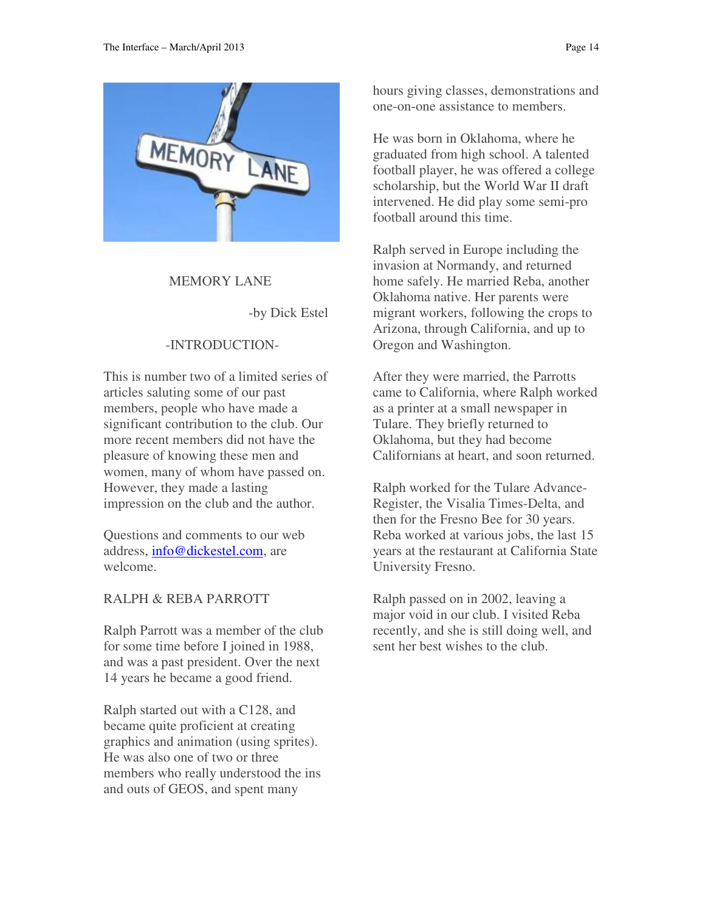# MEMORY LANE

-by Dick Estel

## -INTRODUCTION-

This is number two of a limited series of articles saluting some of our past members, people who have made a significant contribution to the club. Our more recent members did not have the pleasure of knowing these men and women, many of whom have passed on. However, they made a lasting impression on the club and the author.

Questions and comments to our web address, info@dickestel.com, are welcome.

## RALPH & REBA PARROTT

Ralph Parrott was a member of the club for some time before I joined in 1988, and was a past president. Over the next 14 years he became a good friend.

Ralph started out with a C128, and became quite proficient at creating graphics and animation (using sprites). He was also one of two or three members who really understood the ins and outs of GEOS, and spent many hours giving classes, demonstrations and one-on-one assistance to members.

He was born in Oklahoma, where he graduated from high school. A talented football player, he was offered a college scholarship, but the World War II draft intervened. He did play some semi-pro football around this time.

Ralph served in Europe including the invasion at Normandy, and returned home safely. He married Reba, another Oklahoma native. Her parents were migrant workers, following the crops to Arizona, through California, and up to Oregon and Washington.

After they were married, the Parrotts came to California, where Ralph worked as a printer at a small newspaper in Tulare. They briefly returned to Oklahoma, but they had become Californians at heart, and soon returned.

Ralph worked for the Tulare Advance-Register, the Visalia Times-Delta, and then for the Fresno Bee for 30 years. Reba worked at various jobs, the last 15 years at the restaurant at California State University Fresno.

Ralph passed on in 2002, leaving a major void in our club. I visited Reba recently, and she is still doing well, and sent her best wishes to the club.